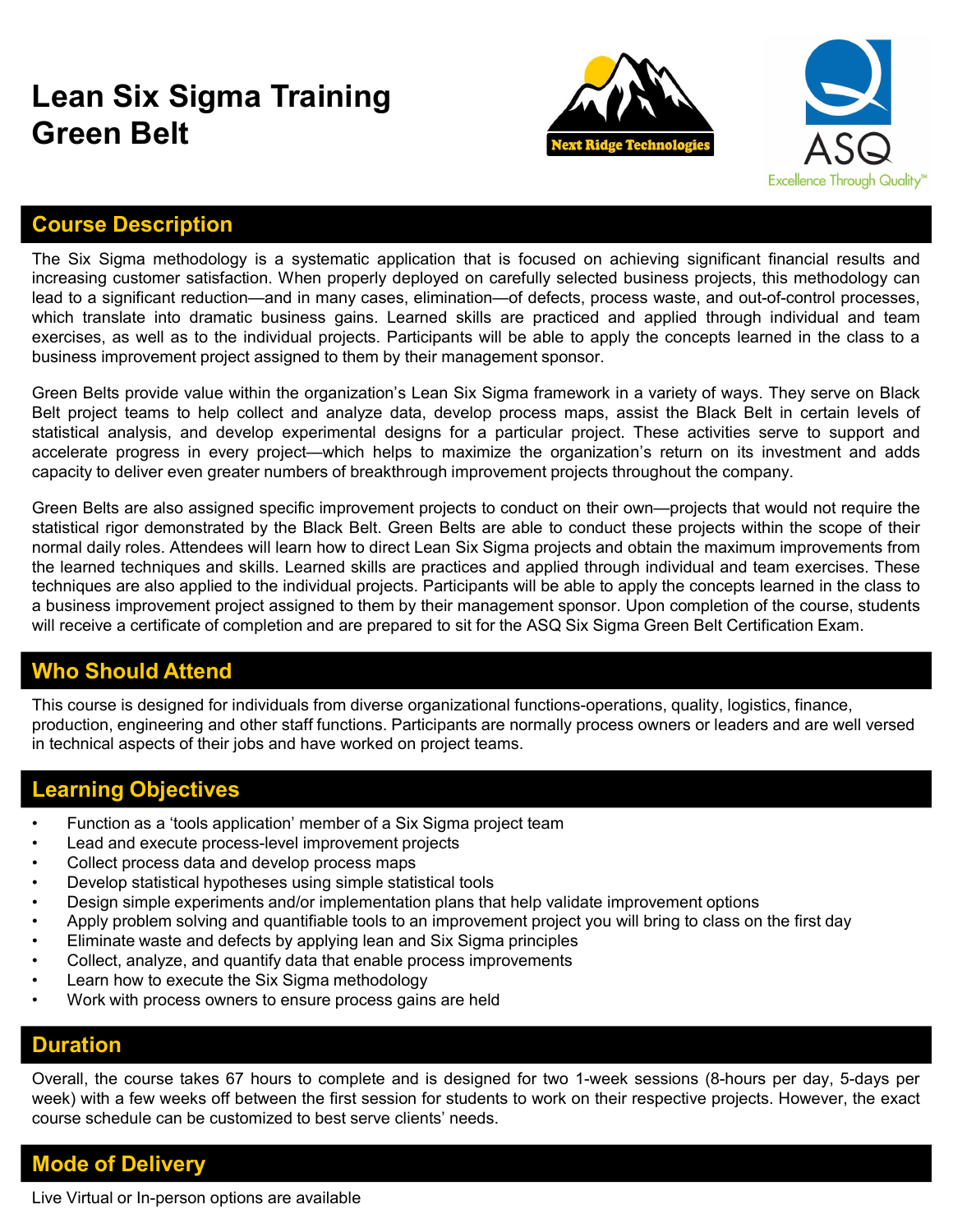# Lean Six Sigma Training
# Green Belt

## Course Description

The Six Sigma methodology is a systematic application that is focused on achieving significant financial results and increasing customer satisfaction. When properly deployed on carefully selected business projects, this methodology can lead to a significant reduction—and in many cases, elimination—of defects, process waste, and out-of-control processes, which translate into dramatic business gains. Learned skills are practiced and applied through individual and team exercises, as well as to the individual projects. Participants will be able to apply the concepts learned in the class to a business improvement project assigned to them by their management sponsor.

Green Belts provide value within the organization's Lean Six Sigma framework in a variety of ways. They serve on Black Belt project teams to help collect and analyze data, develop process maps, assist the Black Belt in certain levels of statistical analysis, and develop experimental designs for a particular project. These activities serve to support and accelerate progress in every project—which helps to maximize the organization's return on its investment and adds capacity to deliver even greater numbers of breakthrough improvement projects throughout the company.

Green Belts are also assigned specific improvement projects to conduct on their own—projects that would not require the statistical rigor demonstrated by the Black Belt. Green Belts are able to conduct these projects within the scope of their normal daily roles. Attendees will learn how to direct Lean Six Sigma projects and obtain the maximum improvements from the learned techniques and skills. Learned skills are practices and applied through individual and team exercises. These techniques are also applied to the individual projects. Participants will be able to apply the concepts learned in the class to a business improvement project assigned to them by their management sponsor. Upon completion of the course, students will receive a certificate of completion and are prepared to sit for the ASQ Six Sigma Green Belt Certification Exam.

## Who Should Attend

This course is designed for individuals from diverse organizational functions-operations, quality, logistics, finance, production, engineering and other staff functions. Participants are normally process owners or leaders and are well versed in technical aspects of their jobs and have worked on project teams.

## Learning Objectives

- Function as a 'tools application' member of a Six Sigma project team
- Lead and execute process-level improvement projects
- Collect process data and develop process maps
- Develop statistical hypotheses using simple statistical tools
- Design simple experiments and/or implementation plans that help validate improvement options
- Apply problem solving and quantifiable tools to an improvement project you will bring to class on the first day
- Eliminate waste and defects by applying lean and Six Sigma principles
- Collect, analyze, and quantify data that enable process improvements
- Learn how to execute the Six Sigma methodology
- Work with process owners to ensure process gains are held

## Duration

Overall, the course takes 67 hours to complete and is designed for two 1-week sessions (8-hours per day, 5-days per week) with a few weeks off between the first session for students to work on their respective projects. However, the exact course schedule can be customized to best serve clients' needs.

## Mode of Delivery

Live Virtual or In-person options are available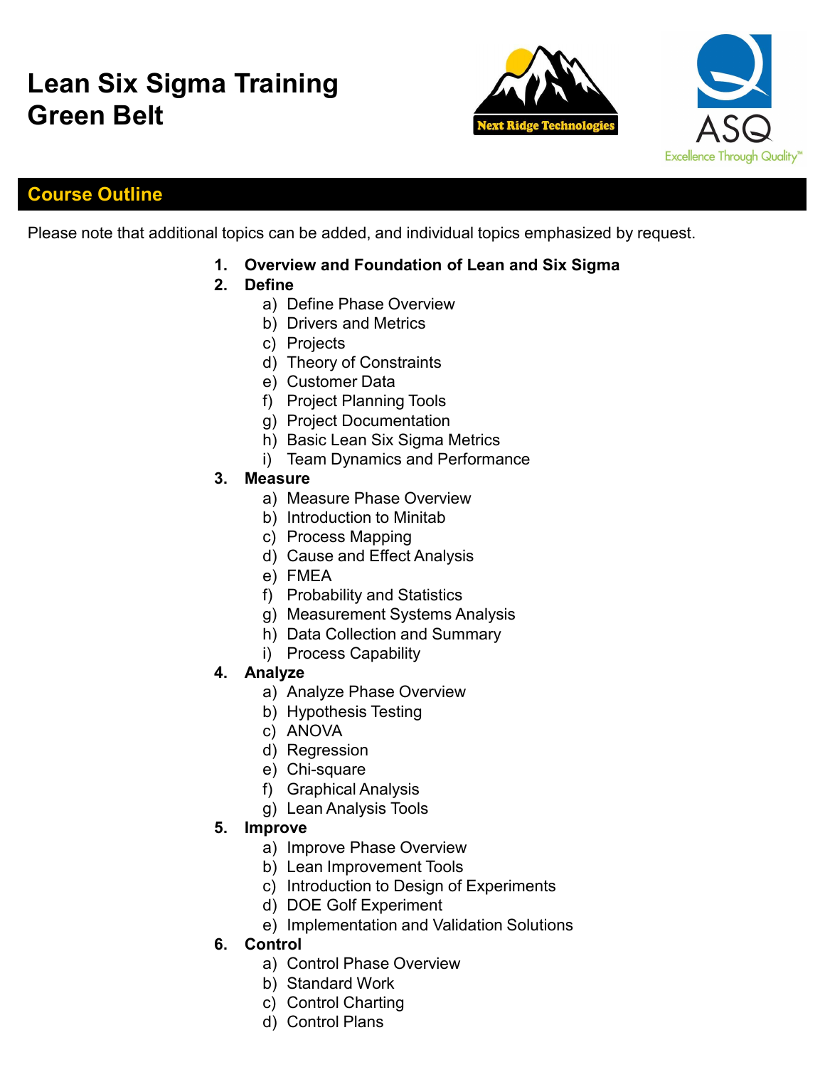# Lean Six Sigma Training
# Green Belt

## Course Outline

Please note that additional topics can be added, and individual topics emphasized by request.

1. **Overview and Foundation of Lean and Six Sigma**
2. **Define**
   a) Define Phase Overview
   b) Drivers and Metrics
   c) Projects
   d) Theory of Constraints
   e) Customer Data
   f) Project Planning Tools
   g) Project Documentation
   h) Basic Lean Six Sigma Metrics
   i) Team Dynamics and Performance
3. **Measure**
   a) Measure Phase Overview
   b) Introduction to Minitab
   c) Process Mapping
   d) Cause and Effect Analysis
   e) FMEA
   f) Probability and Statistics
   g) Measurement Systems Analysis
   h) Data Collection and Summary
   i) Process Capability
4. **Analyze**
   a) Analyze Phase Overview
   b) Hypothesis Testing
   c) ANOVA
   d) Regression
   e) Chi-square
   f) Graphical Analysis
   g) Lean Analysis Tools
5. **Improve**
   a) Improve Phase Overview
   b) Lean Improvement Tools
   c) Introduction to Design of Experiments
   d) DOE Golf Experiment
   e) Implementation and Validation Solutions
6. **Control**
   a) Control Phase Overview
   b) Standard Work
   c) Control Charting
   d) Control Plans